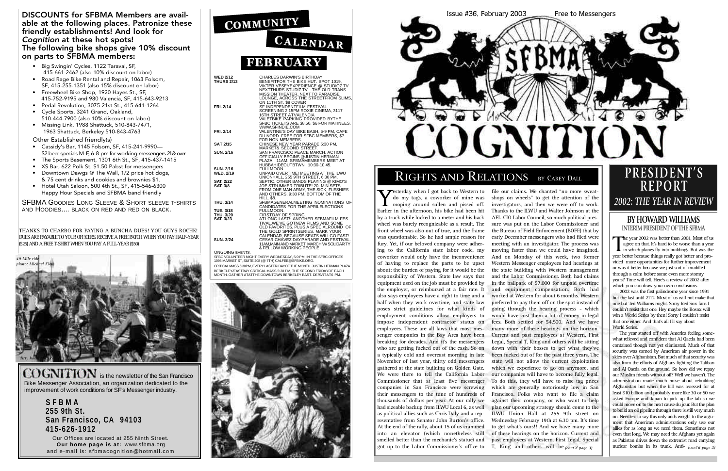**DISCOUNTS for SFBMA Members are available at the following places. Patronize these friendly establishments! And look for *Cognition* at these hot spots!**
**The following bike shops give 10% discount on parts to SFBMA members:**

- Big Swingin' Cycles, 1122 Taraval, SF, 415-661-2462 (also 10% discount on labor)
- Road Rage Bike Rental and Repair, 1063 Folsom, SF, 415-255-1351 (also 15% discount on labor)
- Freewheel Bike Shop, 1920 Hayes St., SF, 415-752-9195 and 980 Valencia, SF, 415-643-9213
- Pedal Revolution, 3075 21st St., 415-641-1264
- Cycle Sports, 3241 Grand, Oakland, 510-444-7900 (also 10% discount on labor)
- Missing Link, 1988 Shattuck, 510-843-7471, 1963 Shattuck, Berkeley 510-843-4763

Other Established friendly(s)

- Cassidy's Bar, 1145 Folsom, SF, 415-241-9990— $2 beer specials M-F, 6-8 pm for working messengers 21& over
- The Sports Basement, 1301 6th St., SF, 415-437-1415
- XS Bar, 622 Polk St. $1.50 Pabst for messengers
- Downtown Dawgs @ The Wall, 1/2 price hot dogs, & 75 cent drinks and cookies and brownies $1.
- Hotel Utah Saloon, 500 4th St., SF, 415-546-6300 Happy Hour Specials and SFBMA band friendly

SFBMA Goodies Long Sleeve & Short sleeve t-shirts and Hoodies.... black on red and red on black.

THANKS TO CHARBO FOR PAYING A BUNCHA DUES! YOU GUYS ROCHK! DUES ARE PAYABLE TO YOUR OFFICERS. RECEIVE A FREE PATCH WHEN YOU PAY HALF-YEAR ($25) AND A FREE T-SHIRT WHEN YOU PAY A FULL-YEAR ($50)

*49 Mile ride*
*photo: Michael Klett*

*dirty hairy*

**COGNITION** is the newsletter of the San Francisco Bike Messenger Association, an organization dedicated to the improvement of work conditions for SF's Messenger industry.

**SFBMA**
**255 9th St.**
**San Francisco, CA 94103**
**415-626-1912**

Our Offices are located at 255 Ninth Street.
**Our home page is at:** www.sfbma.org
and e-mail is: sfbmacognition@hotmail.com

# COMMUNITY CALENDAR

## FEBRUARY

| | |
|---|---|
| WED 2/12 | CHARLES DARWIN'S BIRTHDAY |
| THURS 2/13 | BENEFITFOR THE BIKE HUT. SPOT 1019, VIKTER VESEYEXPERIENCE @ STUDIOZ.TV NEXTTHURS STUDIZ.TV - THE OLD TRANS MISSION THEATER, NEXT TO PARADISE LOUNGE, ACROSS THE STREETFROM SLIMS, ON 11TH ST. $8 COVER |
| FRI. 2/14 | SF INDEPENDENTFILM FESTIVAL SCREENING 2:15PM ROXIE CINEMA, 3117 16TH STREET ATVALENCIA VALETBIKE PARKING PROVIDED BYTHE SFBC TICKETS ARE $8.50, $6 FOR MATINEES. WWW.SFINDIE.COM |
| FRI. 2/14 | VALENTINE'S DAY BIKE BASH, 6-9 PM, CAFE DU NORD. FREE FOR SFBC MEMBERS, $7 FOR NON-MEMBERS. |
| SAT 2/15 | CHINESE NEW YEAR PARADE 5:30 PM, MARKET& SECOND STREET. |
| SUN. 2/16 | SAN FRANCISCO PEACE MARCH. ACTION OFFICIALLY BEGINS @JUSTIN HERMAN PLAZA, 11AM. SFBMAMEMBERS MEET AT HUBBAHIDEOUTBTWN 10:30-10:45. |
| SUN. 2/16 | FULLMOON. |
| WED. 2/19 | UNPAID OVERTIME! MEETING AT THE ILWU UNIONHALL, 255 9TH STREET, 6:30 PM. |
| SAT. 2/22 | SEPTIC, OTHER BANDS PLAYING @ KIMO'S |
| SAT. 3/8 | JOE STRUMMER TRIBUTE! 20- MIN SETS FROM ONE MAN ARMY, THE SICK, FLESHIES AND OTHERS, 9:30 PM, BOTTOM OF THE HILL. $8. |
| THU. 3/14 | SFBMAGENERALMEETING NOMINATIONS OF CANDIDATES FOR THE APRILELECTIONS |
| TUE. 3/18 | FULLMOON. |
| THU. 3/20 | FIRSTDAY OF SPRING. |
| SAT. 3/23 | AT LONG LAST!. ANOTHER SFBMAFILM FESTIVAL. WE'VE GOTNEW FILMS AND SOME OLD FAVORITES, PLUS A SPECIALROUND OF THE GOLD SPRINTSERIES. MARK YOUR CALENDAR, BECAUSE SEATS WILLGO FAST! |
| SUN. 3/24 | CESAR CHAVEZ DAY PARADE AND FESTIVAL. 11AM,MAIN AND MARKET. MARCH W/ SOLIDARITY & FELLOW WORKING PEOPLE |

ONGOING EVENTS:
SFBC VOLUNTEER NIGHT EVERY WEDNESDAY, 5-9 PM, IN THE SFBC OFFICES 1095 MARKET ST, SUITE 208 (@ 7TH) CALFEE@SFBIKE.ORG.
CRITICAL MASS 5:30PM, EVERY LASTFRIDAYOF THE MONTH. JUSTIN HERMAN PLAZA BERKELEY/EASTBAY CRITICAL MASS 5:30 PM, THE SECOND FRIDAYOF EACH MONTH. GATHER ATATTHE DOWNTOWN BERKELEY BART. DEPARTAT6 PM.

Issue #36, February 2003 Free to Messengers

# SFBMA COGNITION

## RIGHTS AND RELATIONS *BY CAREY DALL*

Yesterday when I got back to Western to do my tags, a coworker of mine was moping around sullen and pissed off. Earlier in the afternoon, his bike had been hit by a truck while locked to a meter and his back wheel was barely recognizable as a result. The front wheel was also out of true, and the frame was questionable. So he had ample reason for fury. Yet, if our beloved company were adhering to the California state labor code, my coworker would only have the inconvenience of having to replace the parts to be upset about; the burden of paying for it would be the responsibility of Western. State law says that equipment used on the job must be provided by the employer, or reimbursed at a fair rate. It also says employees have a right to time and a half when they work overtime, and state law poses strict guidelines for what kinds of employment conditions allow employers to impose independent contractor status on employees. These are all laws that most messenger companies in the Bay Area have been breaking for decades. And it's the messengers who are getting fucked out of the cash. So on a typically cold and overcast morning in late November of last year, thirty odd messengers gathered at the state building on Golden Gate. We were there to tell the California Labor Commissioner that at least five messenger companies in San Francisco were screwing their messengers to the tune of hundreds of thousands of dollars per year. At our rally we had sizeable backup from ILWU Local 6, as well as political allies such as Chris Daly and a representative from Senator John Burton's office. At the end of the rally, about 15 of us crammed into an elevator (which nonetheless still smelled better than the mechanic's stative) and got up to the Labor Commissioner's office to file our claims. We chanted "no more sweatshops on wheels" to get the attention of the investigators, and then we were off to work. Thanks to the ILWU and Walter Johnson at the AFL-CIO Labor Council, so much political pressure was put on the Labor Commissioner and the Bureau of Field Enforcement (BOFE) that by early December messengers who had filed were meeting with an investigator. The process was moving faster than we could have imagined. And on Monday of this week, two former Western Messenger employees had hearings at the state building with Western management and the Labor Commissioner. Both had claims in the ballpark of $7,000 for unpaid overtime and equipment compensation. Both had worked at Western for about 6 months. Western preferred to pay them off on the spot instead of going through the hearing process - which would have cost them a lot of money in legal fees. Both settled for $4,500. And we have many more of these hearings on the horizon. Current and past employees at Western, First Legal, Special T, King and others will be sitting down with their bosses to get what they've been fucked out of for the past three years. The state will not allow the current exploitation which we experience to go on anymore, and our companies will have to become fully legal. To do this, they will have to raise tag prices which are generally notoriously low in San Francisco. Folks who want to file a claim against their company, or who want to help plan our upcoming strategy should come to the ILWU Union Hall at 255 9th street on Wednesday February 19th at 6.30 pm. It's time to get what's ours!! And we have many more of these hearings on the horizon. Current and past employees at Western, First Legal, Special T, King and others will be *(cont'd page 3)*

# PRESIDENT'S REPORT
## *2002: THE YEAR IN REVIEW*

### BY HOWARD WILLIAMS
INTERIM PRESIDENT OF THE SFBMA

The year 2002 was better than 2001. Most of us agree on that. It's hard to be worse than a year in which planes fly into buildings. But was the year better because things really got better and provided more opportunities for further improvement or was it better because we just sort of muddled through a calm before some even more stormy years? Time will tell. Here's a review of 2002 after which you can draw your own conclusions.

2002 was the first palindrome year since 1991 but the last until 2112. Most of us will not make that one but Ted Williams might. Sorry Red Sox fans I couldn't resist that one. Hey maybe the Bosox will win a World Series by then! Sorry I couldn't resist that one either. And that's all I'll say about World Series.

The year started off with America feeling somewhat relieved and confident that Al Qaeda had been contained though not yet eliminated. Much of that security was earned by American air power in the skies over Afghanistan. But much of that security was also from the efforts of Afghans fighting the Taliban and Al Qaeda on the ground. So how did we repay our Muslim friends without oil? Well we haven't. The administration made much noise about rebuilding Afghanistan but when the bill was assessed for at least $10 billion and probably more like 30 or 50 we asked Europe and Japan to pick up the tab so we could move on to the next cause du jour. But the plan to build an oil pipeline through there is still very much on. Needless to say this only adds weight to the argument that American administrations only use our allies for as long as we need them. Sometimes not even that long. We may need the Afghans yet again as Pakistan drives down the extremist road carrying nuclear bombs in its trunk. Anti- *(cont'd page 2)*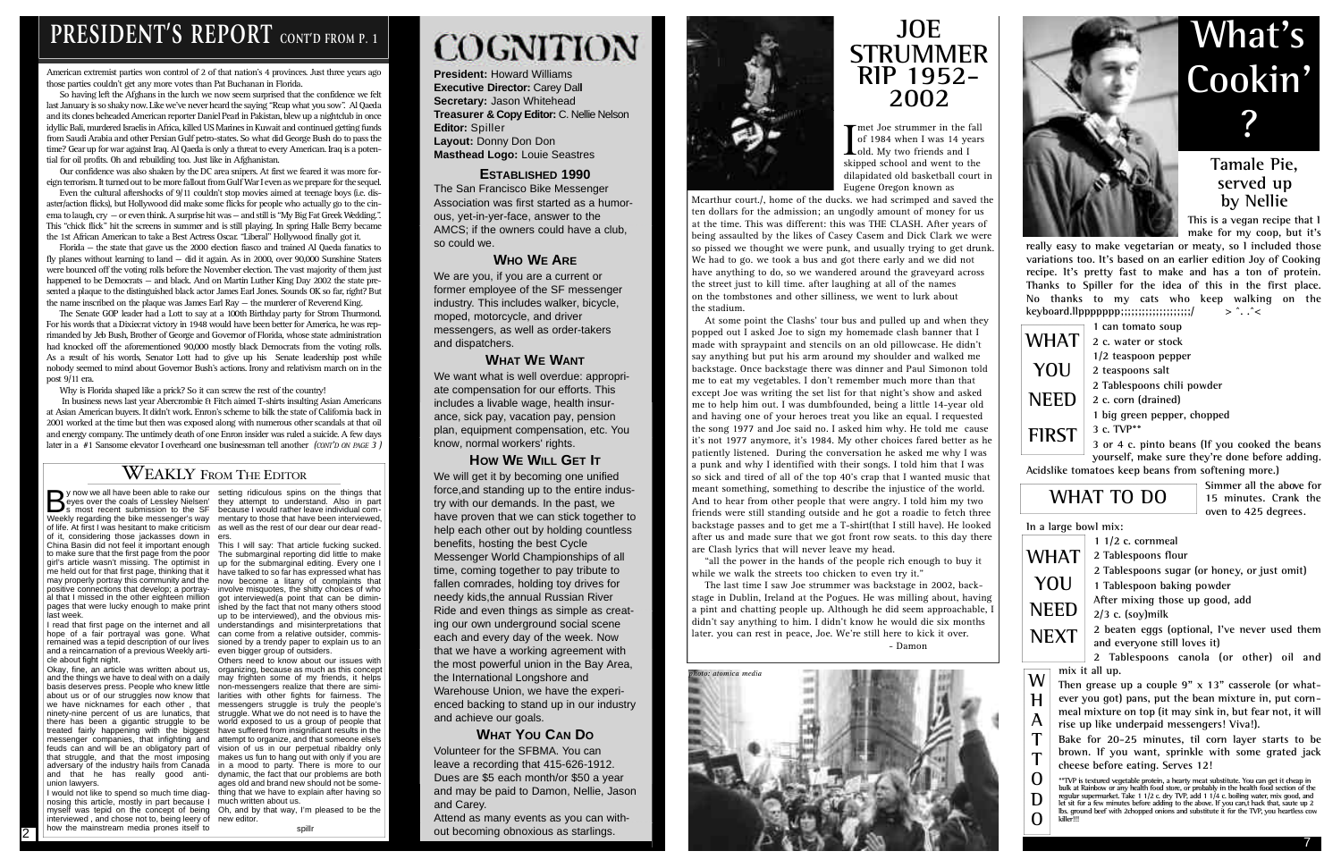# PRESIDENT'S REPORT CONT'D FROM P. 1

American extremist parties won control of 2 of that nation's 4 provinces. Just three years ago those parties couldn't get any more votes than Pat Buchanan in Florida.

So having left the Afghans in the lurch we now seem surprised that the confidence we felt last January is so shaky now. Like we've never heard the saying "Reap what you sow". Al Qaeda and its clones beheaded American reporter Daniel Pearl in Pakistan, blew up a nightclub in once idyllic Bali, murdered Israelis in Africa, killed US Marines in Kuwait and continued getting funds from Saudi Arabia and other Persian Gulf petro-states. So what did George Bush do to pass the time? Gear up for war against Iraq. Al Qaeda is only a threat to every American. Iraq is a potential for oil profits. Oh and rebuilding too. Just like in Afghanistan.

Our confidence was also shaken by the DC area snipers. At first we feared it was more foreign terrorism. It turned out to be more fallout from Gulf War I even as we prepare for the sequel.

Even the cultural aftershocks of 9/11 couldn't stop movies aimed at teenage boys (i.e. disaster/action flicks), but Hollywood did make some flicks for people who actually go to the cinema to laugh, cry – or even think. A surprise hit was – and still is "My Big Fat Greek Wedding.". This "chick flick" hit the screens in summer and is still playing. In spring Halle Berry became the 1st African American to take a Best Actress Oscar. "Liberal" Hollywood finally got it.

Florida – the state that gave us the 2000 election fiasco and trained Al Qaeda fanatics to fly planes without learning to land – did it again. As in 2000, over 90,000 Sunshine Staters were bounced off the voting rolls before the November election. The vast majority of them just happened to be Democrats – and black. And on Martin Luther King Day 2002 the state presented a plaque to the distinguished black actor James Earl Jones. Sounds OK so far, right? But the name inscribed on the plaque was James Earl Ray – the murderer of Reverend King.

The Senate GOP leader had a Lott to say at a 100th Birthday party for Strom Thurmond. For his words that a Dixiecrat victory in 1948 would have been better for America, he was reprimanded by Jeb Bush, Brother of George and Governor of Florida, whose state administration had knocked off the aforementioned 90,000 mostly black Democrats from the voting rolls. As a result of his words, Senator Lott had to give up his Senate leadership post while nobody seemed to mind about Governor Bush's actions. Irony and relativism march on in the post 9/11 era.

Why is Florida shaped like a prick? So it can screw the rest of the country!

In business news last year Abercrombie & Fitch aimed T-shirts insulting Asian Americans at Asian American buyers. It didn't work. Enron's scheme to bilk the state of California back in 2001 worked at the time but then was exposed along with numerous other scandals at that oil and energy company. The untimely death of one Enron insider was ruled a suicide. A few days later in a #1 Sansome elevator I overheard one businessman tell another *(CONT'D ON PAGE 3)*

## WEAKLY FROM THE EDITOR

By now we all have been able to rake our eyes over the coals of Lessley Nielsen's most recent submission to the SF Weekly regarding the bike messenger's way of life. At first I was hesitant to make criticism of it, considering those jackasses down in China Basin did not feel it important enough to make sure that the first page from the poor girl's article wasn't missing. The optimist in me held out for that first page, thinking that it may properly portray this community and the positive connections that develop; a portrayal that I missed in the other eighteen million pages that were lucky enough to make print last week.

I read that first page on the internet and all hope of a fair portrayal was gone. What remained was a tepid description of our lives and a reincarnation of a previous Weekly article about fight night.

Okay, fine, an article was written about us, and the things we have to deal with on a daily basis deserves press. People who knew little about us or of our struggles now know that we have nicknames for each other, that ninety-nine percent of us are lunatics, that there has been a gigantic struggle to be treated fairly happening with the biggest messenger companies, that infighting and feuds can and will be an obligatory part of that struggle, and that the most imposing adversary of the industry hails from Canada and that he has really good anti-union lawyers.

I would not like to spend so much time diagnosing this article, mostly in part because I myself was tepid on the concept of being interviewed, and chose not to, being leery of how the mainstream media prones itself to setting ridiculous spins on the things that they attempt to understand. Also in part because I would rather leave individual commentary to those that have been interviewed, as well as the rest of our dear our dear readers.

This I will say: That article fucking sucked. The submarginal reporting did little to make up for the submarginal editing. Every one I have talked to so far has expressed what has now become a litany of complaints that involve misquotes, the shitty choices of who got interviewed(a point that can be diminished by the fact that not many others stood up to be interviewed), and the obvious misunderstandings and misinterpretations that can come from a relative outsider, commissioned by a trendy paper to explain us to an even bigger group of outsiders.

Others need to know about our issues with organizing, because as much as this concept may frighten some of my friends, it helps non-messengers realize that there are similarities with other fights for fairness. The messengers struggle is truly the people's struggle. What we do not need is to have the world exposed to us a group of people that have suffered from insignificant results in the attempt to organize, and that someone else's vision of us in our perpetual ribaldry only makes us fun to hang out with only if you are in a mood to party. There is more to our dynamic, the fact that our problems are both ages old and brand new should not be something that we have to explain after having so much written about us.

Oh, and by that way, I'm pleased to be the new editor.

spillr

# COGNITION

**President:** Howard Williams
**Executive Director:** Carey Dall
**Secretary:** Jason Whitehead
**Treasurer & Copy Editor:** C. Nellie Nelson
**Editor:** Spiller
**Layout:** Donny Don Don
**Masthead Logo:** Louie Seastres

### ESTABLISHED 1990

The San Francisco Bike Messenger Association was first started as a humorous, yet-in-yer-face, answer to the AMCS; if the owners could have a club, so could we.

### WHO WE ARE

We are you, if you are a current or former employee of the SF messenger industry. This includes walker, bicycle, moped, motorcycle, and driver messengers, as well as order-takers and dispatchers.

### WHAT WE WANT

We want what is well overdue: appropriate compensation for our efforts. This includes a livable wage, health insurance, sick pay, vacation pay, pension plan, equipment compensation, etc. You know, normal workers' rights.

### HOW WE WILL GET IT

We will get it by becoming one unified force,and standing up to the entire industry with our demands. In the past, we have proven that we can stick together to help each other out by holding countless benefits, hosting the best Cycle Messenger World Championships of all time, coming together to pay tribute to fallen comrades, holding toy drives for needy kids,the annual Russian River Ride and even things as simple as creating our own underground social scene each and every day of the week. Now that we have a working agreement with the most powerful union in the Bay Area, the International Longshore and Warehouse Union, we have the experienced backing to stand up in our industry and achieve our goals.

### WHAT YOU CAN DO

Volunteer for the SFBMA. You can leave a recording that 415-626-1912. Dues are $5 each month/or $50 a year and may be paid to Damon, Nellie, Jason and Carey.

Attend as many events as you can without becoming obnoxious as starlings.

# JOE STRUMMER RIP 1952-2002

I met Joe strummer in the fall of 1984 when I was 14 years old. My two friends and I skipped school and went to the dilapidated old basketball court in Eugene Oregon known as Mcarthur court./, home of the ducks. we had scrimped and saved the ten dollars for the admission; an ungodly amount of money for us at the time. This was different: this was THE CLASH. After years of being assaulted by the likes of Casey Casem and Dick Clark we were so pissed we thought we were punk, and usually trying to get drunk. We had to go. we took a bus and got there early and we did not have anything to do, so we wandered around the graveyard across the street just to kill time. after laughing at all of the names on the tombstones and other silliness, we went to lurk about the stadium.

At some point the Clashs' tour bus and pulled up and when they popped out I asked Joe to sign my homemade clash banner that I made with spraypaint and stencils on an old pillowcase. He didn't say anything but put his arm around my shoulder and walked me backstage. Once backstage there was dinner and Paul Simonon told me to eat my vegetables. I don't remember much more than that except Joe was writing the set list for that night's show and asked me to help him out. I was dumbfounded, being a little 14-year old and having one of your heroes treat you like an equal. I requested the song 1977 and Joe said no. I asked him why. He told me cause it's not 1977 anymore, it's 1984. My other choices fared better as he patiently listened. During the conversation he asked me why I was a punk and why I identified with their songs. I told him that I was so sick and tired of all of the top 40's crap that I wanted music that meant something, something to describe the injustice of the world. And to hear from other people that were angry. I told him my two friends were still standing outside and he got a roadie to fetch three backstage passes and to get me a T-shirt(that I still have). He looked after us and made sure that we got front row seats. to this day there are Clash lyrics that will never leave my head.

"all the power in the hands of the people rich enough to buy it while we walk the streets too chicken to even try it."

The last time I saw Joe strummer was backstage in 2002, backstage in Dublin, Ireland at the Pogues. He was milling about, having a pint and chatting people up. Although he did seem approachable, I didn't say anything to him. I didn't know he would die six months later. you can rest in peace, Joe. We're still here to kick it over.

\- Damon

photo: atomica media

# What's Cookin'?

## Tamale Pie, served up by Nellie

This is a vegan recipe that I make for my coop, but it's really easy to make vegetarian or meaty, so I included those variations too. It's based on an earlier edition Joy of Cooking recipe. It's pretty fast to make and has a ton of protein. Thanks to Spiller for the idea of this in the first place. No thanks to my cats who keep walking on the keyboard.llpppppp;;;;;;;;;;;;;;;;;;;/ > ^. .^<

### WHAT YOU NEED FIRST

- 1 can tomato soup
- 2 c. water or stock
- 1/2 teaspoon pepper
- 2 teaspoons salt
- 2 Tablespoons chili powder
- 2 c. corn (drained)
- 1 big green pepper, chopped
- 3 c. TVP**
- 3 or 4 c. pinto beans (If you cooked the beans yourself, make sure they're done before adding. Acidslike tomatoes keep beans from softening more.)

### WHAT TO DO

Simmer all the above for 15 minutes. Crank the oven to 425 degrees.

In a large bowl mix:

### WHAT YOU NEED NEXT

- 1 1/2 c. cornmeal
- 2 Tablespoons flour
- 2 Tablespoons sugar (or honey, or just omit)
- 1 Tablespoon baking powder
- After mixing those up good, add
- 2/3 c. (soy)milk
- 2 beaten eggs (optional, I've never used them and everyone still loves it)
- 2 Tablespoons canola (or other) oil and mix it all up.

### WHAT TO DO

Then grease up a couple 9" x 13" casserole (or whatever you got) pans, put the bean mixture in, put cornmeal mixture on top (it may sink in, but fear not, it will rise up like underpaid messengers! Viva!).

Bake for 20-25 minutes, til corn layer starts to be brown. If you want, sprinkle with some grated jack cheese before eating. Serves 12!

**TVP is textured vegetable protein, a hearty meat substitute. You can get it cheap in bulk at Rainbow or any health food store, or probably in the health food section of the regular supermarket. Take 1 1/2 c. dry TVP, add 1 1/4 c. boiling water, mix good, and let sit for a few minutes before adding to the above. If you can,t hack that, saute up 2 lbs. ground beef with 2chopped onions and substitute it for the TVP, you heartless cow killer!!!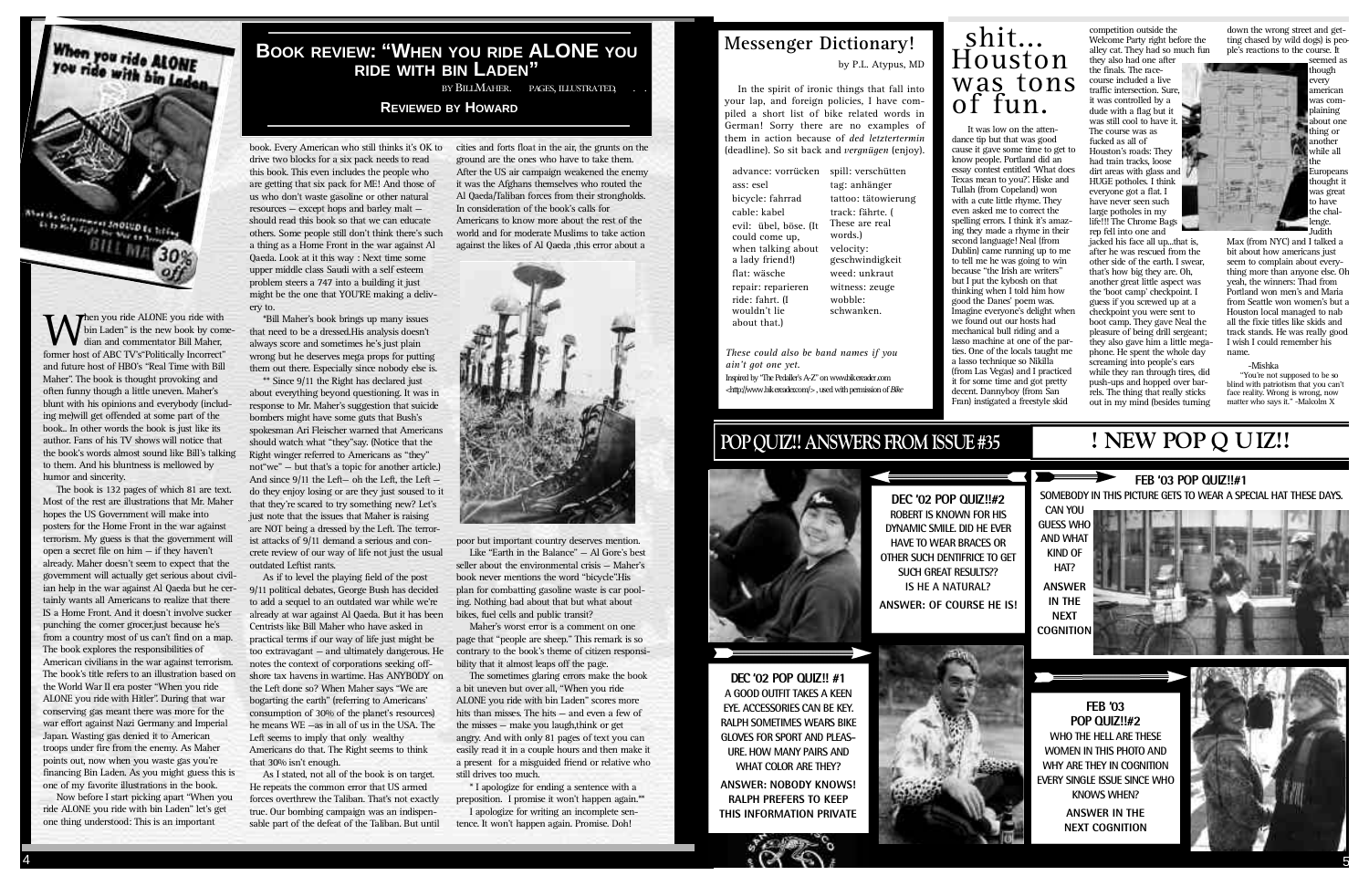# Book review: "When you ride ALONE you ride with bin Laden"

BY BILL MAHER. PAGES, ILLUSTRATED, . .

**Reviewed by Howard**

When you ride ALONE you ride with bin Laden" is the new book by comedian and commentator Bill Maher, former host of ABC TV's "Politically Incorrect" and future host of HBO's "Real Time with Bill Maher". The book is thought provoking and often funny though a little uneven. Maher's blunt with his opinions and everybody (including me)will get offended at some part of the book.. In other words the book is just like its author. Fans of his TV shows will notice that the book's words almost sound like Bill's talking to them. And his bluntness is mellowed by humor and sincerity.

The book is 132 pages of which 81 are text. Most of the rest are illustrations that Mr. Maher hopes the US Government will make into posters for the Home Front in the war against terrorism. My guess is that the government will open a secret file on him – if they haven't already. Maher doesn't seem to expect that the government will actually get serious about civilian help in the war against Al Qaeda but he certainly wants all Americans to realize that there IS a Home Front. And it doesn't involve sucker punching the corner grocer,just because he's from a country most of us can't find on a map. The book explores the responsibilities of American civilians in the war against terrorism. The book's title refers to an illustration based on the World War II era poster "When you ride ALONE you ride with Hitler". During that war conserving gas meant there was more for the war effort against Nazi Germany and Imperial Japan. Wasting gas denied it to American troops under fire from the enemy. As Maher points out, now when you waste gas you're financing Bin Laden. As you might guess this is one of my favorite illustrations in the book.

Now before I start picking apart "When you ride ALONE you ride with bin Laden" let's get one thing understood: This is an important book. Every American who still thinks it's OK to drive two blocks for a six pack needs to read this book. This even includes the people who are getting that six pack for ME! And those of us who don't waste gasoline or other natural resources – except hops and barley malt – should read this book so that we can educate others. Some people still don't think there's such a thing as a Home Front in the war against Al Qaeda. Look at it this way : Next time some upper middle class Saudi with a self esteem problem steers a 747 into a building it just might be the one that YOU'RE making a delivery to.

"Bill Maher's book brings up many issues that need to be a dressed.His analysis doesn't always score and sometimes he's just plain wrong but he deserves mega props for putting them out there. Especially since nobody else is.

** Since 9/11 the Right has declared just about everything beyond questioning. It was in response to Mr. Maher's suggestion that suicide bombers might have some guts that Bush's spokesman Ari Fleischer warned that Americans should watch what "they"say. (Notice that the Right winger referred to Americans as "they" not"we" – but that's a topic for another article.) And since 9/11 the Left– oh the Left, the Left – do they enjoy losing or are they just soused to it that they're scared to try something new? Let's just note that the issues that Maher is raising are NOT being a dressed by the Left. The terrorist attacks of 9/11 demand a serious and concrete review of our way of life not just the usual outdated Leftist rants.

As if to level the playing field of the post 9/11 political debates, George Bush has decided to add a sequel to an outdated war while we're already at war against Al Qaeda. But it has been Centrists like Bill Maher who have asked in practical terms if our way of life just might be too extravagant – and ultimately dangerous. He notes the context of corporations seeking offshore tax havens in wartime. Has ANYBODY on the Left done so? When Maher says "We are bogarting the earth" (referring to Americans' consumption of 30% of the planet's resources) he means WE –as in all of us in the USA. The Left seems to imply that only wealthy Americans do that. The Right seems to think that 30% isn't enough.

As I stated, not all of the book is on target. He repeats the common error that US armed forces overthrew the Taliban. That's not exactly true. Our bombing campaign was an indispensable part of the defeat of the Taliban. But until cities and forts float in the air, the grunts on the ground are the ones who have to take them. After the US air campaign weakened the enemy it was the Afghans themselves who routed the Al Qaeda/Taliban forces from their strongholds. In consideration of the book's calls for Americans to know more about the rest of the world and for moderate Muslims to take action against the likes of Al Qaeda ,this error about a poor but important country deserves mention.

Like "Earth in the Balance" – Al Gore's best seller about the environmental crisis – Maher's book never mentions the word "bicycle".His plan for combatting gasoline waste is car pooling. Nothing bad about that but what about bikes, fuel cells and public transit?

Maher's worst error is a comment on one page that "people are sheep." This remark is so contrary to the book's theme of citizen responsibility that it almost leaps off the page.

The sometimes glaring errors make the book a bit uneven but over all, "When you ride ALONE you ride with bin Laden" scores more hits than misses. The hits – and even a few of the misses – make you laugh,think or get angry. And with only 81 pages of text you can easily read it in a couple hours and then make it a present for a misguided friend or relative who still drives too much.

* I apologize for ending a sentence with a preposition. I promise it won't happen again.**

I apologize for writing an incomplete sentence. It won't happen again. Promise. Doh!

## Messenger Dictionary!

by P.L. Atypus, MD

In the spirit of ironic things that fall into your lap, and foreign policies, I have compiled a short list of bike related words in German! Sorry there are no examples of them in action because of *ded letztertermin* (deadline). So sit back and *vergnügen* (enjoy).

advance: vorrücken
ass: esel
bicycle: fahrrad
cable: kabel
evil: übel, böse. (It could come up, when talking about a lady friend!)
flat: wäsche
repair: reparieren
ride: fahrt. (I wouldn't lie about that.)
spill: verschütten
tag: anhänger
tattoo: tätowierung
track: fährte. ( These are real words.)
velocity: geschwindigkeit
weed: unkraut
witness: zeuge
wobble: schwanken.

*These could also be band names if you ain't got one yet.*

Inspired by "The Pedaller's A-Z" on www.bikereader.com <http://www.bikereader.com/> , used with permission of *Bike*

# shit... Houston was tons of fun.

It was low on the attendance tip but that was good cause it gave some time to get to know people. Portland did an essay contest entitled 'What does Texas mean to you?'. Hiske and Tullah (from Copeland) won with a cute little rhyme. They even asked me to correct the spelling errors. I think it's amazing they made a rhyme in their second language! Neal (from Dublin) came running up to me to tell me he was going to win because "the Irish are writers" but I put the kybosh on that thinking when I told him how good the Danes' poem was. Imagine everyone's delight when we found out our hosts had mechanical bull riding and a lasso machine at one of the parties. One of the locals taught me a lasso technique so Nikilla (from Las Vegas) and I practiced it for some time and got pretty decent. Dannyboy (from San Fran) instigated a freestyle skid competition outside the Welcome Party right before the alley cat. They had so much fun they also had one after the finals. The racecourse included a live traffic intersection. Sure, it was controlled by a dude with a flag but it was still cool to have it. The course was as fucked as all of Houston's roads: They had train tracks, loose dirt areas with glass and HUGE potholes. I think everyone got a flat. I have never seen such large potholes in my life!!! The Chrome Bags rep fell into one and jacked his face all up...that is, after he was rescued from the other side of the earth. I swear, that's how big they are. Oh, another great little aspect was the 'boot camp' checkpoint. I guess if you screwed up at a checkpoint you were sent to boot camp. They gave Neal the pleasure of being drill sergeant; they also gave him a little megaphone. He spent the whole day screaming into people's ears while they ran through tires, did push-ups and hopped over barrels. The thing that really sticks out in my mind (besides turning down the wrong street and getting chased by wild dogs) is people's reactions to the course. It seemed as though every american was complaining about one thing or another while all the Europeans thought it was great to have the challenge. Judith Max (from NYC) and I talked a bit about how americans just seem to complain about everything more than anyone else. Oh yeah, the winners: Thad from Portland won men's and Maria from Seattle won women's but a Houston local managed to nab all the fixie titles like skids and track stands. He was really good I wish I could remember his name.

-Mishka

"You're not supposed to be so blind with patriotism that you can't face reality. Wrong is wrong, now matter who says it." -Malcolm X

## POP QUIZ!! ANSWERS FROM ISSUE #35

**DEC '02 POP QUIZ!!#2**
ROBERT IS KNOWN FOR HIS DYNAMIC SMILE. DID HE EVER HAVE TO WEAR BRACES OR OTHER SUCH DENTIFRICE TO GET SUCH GREAT RESULTS?? IS HE A NATURAL?
ANSWER: OF COURSE HE IS!

**DEC '02 POP QUIZ!! #1**
A GOOD OUTFIT TAKES A KEEN EYE. ACCESSORIES CAN BE KEY. RALPH SOMETIMES WEARS BIKE GLOVES FOR SPORT AND PLEASURE. HOW MANY PAIRS AND WHAT COLOR ARE THEY?
ANSWER: NOBODY KNOWS! RALPH PREFERS TO KEEP THIS INFORMATION PRIVATE

## ! NEW POP QUIZ!!

**FEB '03 POP QUIZ!!#1**
SOMEBODY IN THIS PICTURE GETS TO WEAR A SPECIAL HAT THESE DAYS. CAN YOU GUESS WHO AND WHAT KIND OF HAT?
ANSWER IN THE NEXT COGNITION

**FEB '03 POP QUIZ!!#2**
WHO THE HELL ARE THESE WOMEN IN THIS PHOTO AND WHY ARE THEY IN COGNITION EVERY SINGLE ISSUE SINCE WHO KNOWS WHEN?
ANSWER IN THE NEXT COGNITION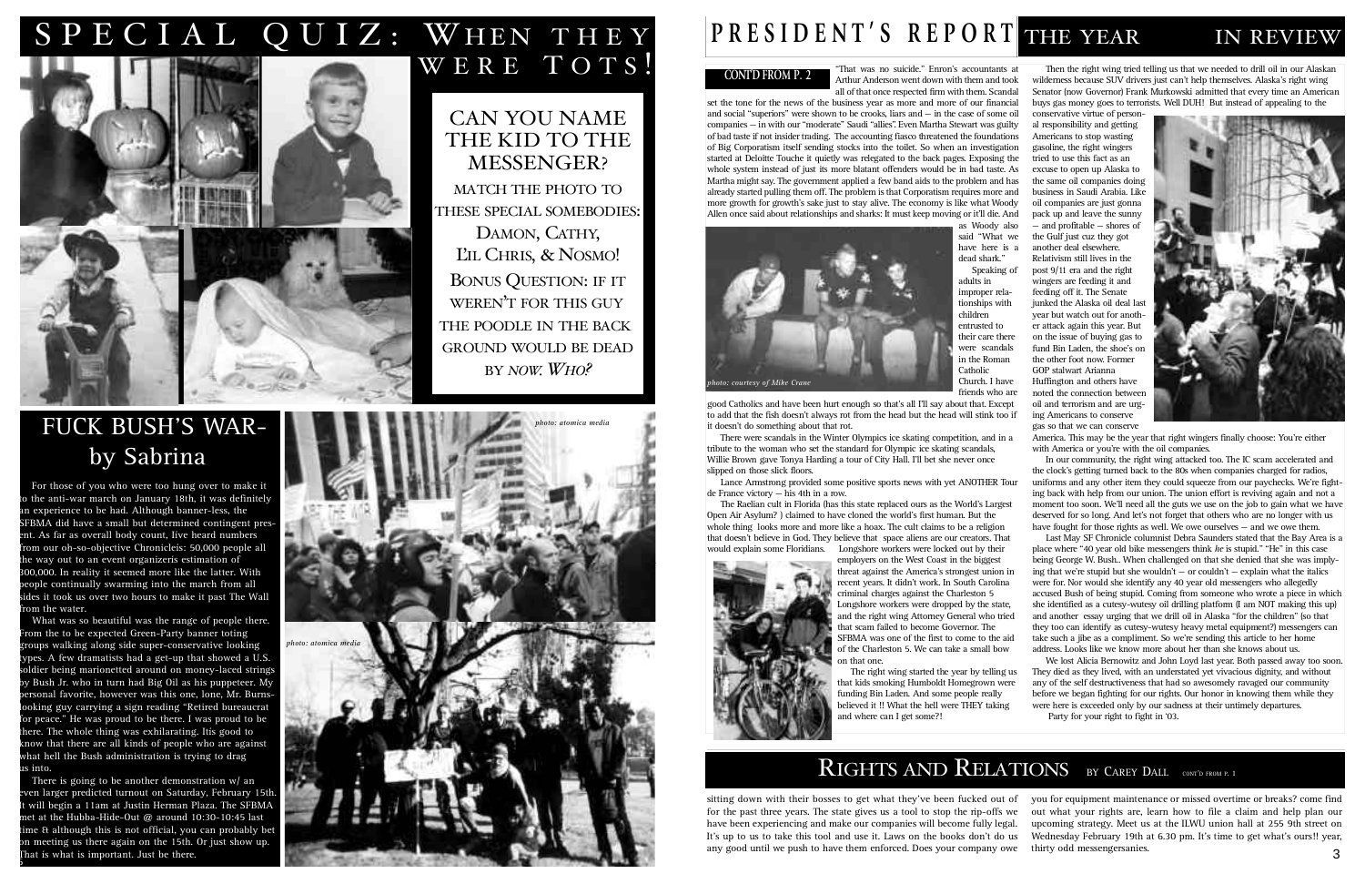# SPECIAL QUIZ: WHEN THEY WERE TOTS!

CAN YOU NAME THE KID TO THE MESSENGER?

MATCH THE PHOTO TO THESE SPECIAL SOMEBODIES: DAMON, CATHY, L'IL CHRIS, & NOSMO!

BONUS QUESTION: IF IT WEREN'T FOR THIS GUY THE POODLE IN THE BACK GROUND WOULD BE DEAD BY *NOW. WHO?*

# FUCK BUSH'S WAR- by Sabrina

For those of you who were too hung over to make it to the anti-war march on January 18th, it was definitely an experience to be had. Although banner-less, the SFBMA did have a small but determined contingent present. As far as overall body count, live heard numbers from our oh-so-objective Chronicleis: 50,000 people all the way out to an event organizeris estimation of 300,000. In reality it seemed more like the latter. With people continually swarming into the march from all sides it took us over two hours to make it past The Wall from the water.

What was so beautiful was the range of people there. From the to be expected Green-Party banner toting groups walking along side super-conservative looking types. A few dramatists had a get-up that showed a U.S. soldier being marionetted around on money-laced strings by Bush Jr. who in turn had Big Oil as his puppeteer. My personal favorite, however was this one, lone, Mr. Burns-looking guy carrying a sign reading "Retired bureaucrat for peace." He was proud to be there. I was proud to be there. The whole thing was exhilarating. Itis good to know that there are all kinds of people who are against what hell the Bush administration is trying to drag us into.

There is going to be another demonstration w/ an even larger predicted turnout on Saturday, February 15th. It will begin a 11am at Justin Herman Plaza. The SFBMA met at the Hubba-Hide-Out @ around 10:30-10:45 last time & although this is not official, you can probably bet on meeting us there again on the 15th. Or just show up. That is what is important. Just be there.

*photo: atomica media*

*photo: atomica media*

# PRESIDENT'S REPORT THE YEAR IN REVIEW

CONT'D FROM P. 2

"That was no suicide." Enron's accountants at Arthur Anderson went down with them and took all of that once respected firm with them. Scandal set the tone for the news of the business year as more and more of our financial and social "superiors" were shown to be crooks, liars and -- in the case of some oil companies -- in with our "moderate" Saudi "allies". Even Martha Stewart was guilty of bad taste if not insider trading. The accounting fiasco threatened the foundations of Big Corporatism itself sending stocks into the toilet. So when an investigation started at Deloitte Touche it quietly was relegated to the back pages. Exposing the whole system instead of just its more blatant offenders would be in bad taste. As Martha might say. The government applied a few band aids to the problem and has already started pulling them off. The problem is that Corporatism requires more and more growth for growth's sake just to stay alive. The economy is like what Woody Allen once said about relationships and sharks: It must keep moving or it'll die. And as Woody also said "What we have here is a dead shark."

*photo: courtesy of Mike Crane*

Speaking of adults in improper relationships with children entrusted to their care there were scandals in the Roman Catholic Church. I have friends who are good Catholics and have been hurt enough so that's all I'll say about that. Except to add that the fish doesn't always rot from the head but the head will stink too if it doesn't do something about that rot.

There were scandals in the Winter Olympics ice skating competition, and in a tribute to the woman who set the standard for Olympic ice skating scandals, Willie Brown gave Tonya Harding a tour of City Hall. I'll bet she never once slipped on those slick floors.

Lance Armstrong provided some positive sports news with yet ANOTHER Tour de France victory -- his 4th in a row.

The Raelian cult in Florida (has this state replaced ours as the World's Largest Open Air Asylum? ) claimed to have cloned the world's first human. But the whole thing looks more and more like a hoax. The cult claims to be a religion that doesn't believe in God. They believe that space aliens are our creators. That would explain some Floridians.

Longshore workers were locked out by their employers on the West Coast in the biggest threat against the America's strongest union in recent years. It didn't work. In South Carolina criminal charges against the Charleston 5 Longshore workers were dropped by the state, and the right wing Attorney General who tried that scam failed to become Governor. The SFBMA was one of the first to come to the aid of the Charleston 5. We can take a small bow on that one.

The right wing started the year by telling us that kids smoking Humboldt Homegrown were funding Bin Laden. And some people really believed it !! What the hell were THEY taking and where can I get some?!

Then the right wing tried telling us that we needed to drill oil in our Alaskan wilderness because SUV drivers just can't help themselves. Alaska's right wing Senator (now Governor) Frank Murkowski admitted that every time an American buys gas money goes to terrorists. Well DUH! But instead of appealing to the conservative virtue of personal responsibility and getting Americans to stop wasting gasoline, the right wingers tried to use this fact as an excuse to open up Alaska to the same oil companies doing business in Saudi Arabia. Like oil companies are just gonna pack up and leave the sunny -- and profitable -- shores of the Gulf just cuz they got another deal elsewhere. Relativism still lives in the post 9/11 era and the right wingers are feeding it and feeding off it. The Senate junked the Alaska oil deal last year but watch out for another attack again this year. But on the issue of buying gas to fund Bin Laden, the shoe's on the other foot now. Former GOP stalwart Arianna Huffington and others have noted the connection between oil and terrorism and are urging Americans to conserve gas so that we can conserve America. This may be the year that right wingers finally choose: You're either with America or you're with the oil companies.

In our community, the right wing attacked too. The IC scam accelerated and the clock's getting turned back to the 80s when companies charged for radios, uniforms and any other item they could squeeze from our paychecks. We're fighting back with help from our union. The union effort is reviving again and not a moment too soon. We'll need all the guts we use on the job to gain what we have deserved for so long. And let's not forget that others who are no longer with us have fought for those rights as well. We owe ourselves -- and we owe them.

Last May SF Chronicle columnist Debra Saunders stated that the Bay Area is a place where "40 year old bike messengers think *he* is stupid." "He" in this case being George W. Bush.. When challenged on that she denied that she was implying that we're stupid but she wouldn't -- or couldn't -- explain what the italics were for. Nor would she identify any 40 year old messengers who allegedly accused Bush of being stupid. Coming from someone who wrote a piece in which she identified as a cutesy-wutesy oil drilling platform (I am NOT making this up) and another essay urging that we drill oil in Alaska "for the children" (so that they too can identify as cutesy-wutesy heavy metal equipment?) messengers can take such a jibe as a compliment. So we're sending this article to her home address. Looks like we know more about her than she knows about us.

We lost Alicia Bernowitz and John Loyd last year. Both passed away too soon. They died as they lived, with an understated yet vivacious dignity, and without any of the self destructiveness that had so awesomely ravaged our community before we began fighting for our rights. Our honor in knowing them while they were here is exceeded only by our sadness at their untimely departures.

Party for your right to fight in '03.

# RIGHTS AND RELATIONS BY CAREY DALL

CONT'D FROM P. 1

sitting down with their bosses to get what they've been fucked out of for the past three years. The state gives us a tool to stop the rip-offs we have been experiencing and make our companies will become fully legal. It's up to us to take this tool and use it. Laws on the books don't do us any good until we push to have them enforced. Does your company owe you for equipment maintenance or missed overtime or breaks? come find out what your rights are, learn how to file a claim and help plan our upcoming strategy. Meet us at the ILWU union hall at 255 9th street on Wednesday February 19th at 6.30 pm. It's time to get what's ours!! year, thirty odd messengersanies.